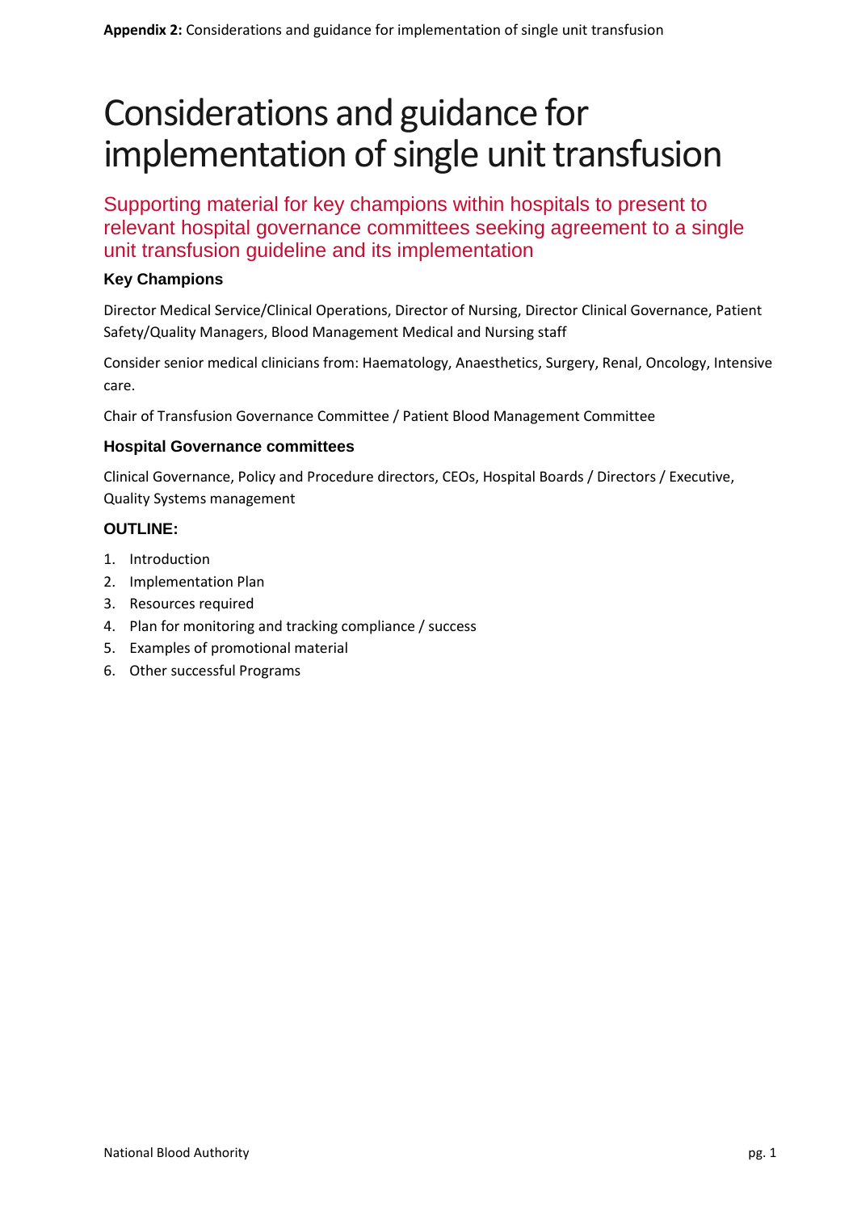# Considerations and guidance for implementation of single unit transfusion

## Supporting material for key champions within hospitals to present to relevant hospital governance committees seeking agreement to a single unit transfusion guideline and its implementation

### Key Champions

Director Medical Service/Clinical Operations, Director of Nursing, Director Clinical Governance, Patient Safety/Quality Managers, Blood Management Medical and Nursing staff

Consider senior medical clinicians from: Haematology, Anaesthetics, Surgery, Renal, Oncology, Intensive care.

Chair of Transfusion Governance Committee / Patient Blood Management Committee

### Hospital Governance committees

Clinical Governance, Policy and Procedure directors, CEOs, Hospital Boards / Directors / Executive, Quality Systems management

### OUTLINE:

1. Introduction
2. Implementation Plan
3. Resources required
4. Plan for monitoring and tracking compliance / success
5. Examples of promotional material
6. Other successful Programs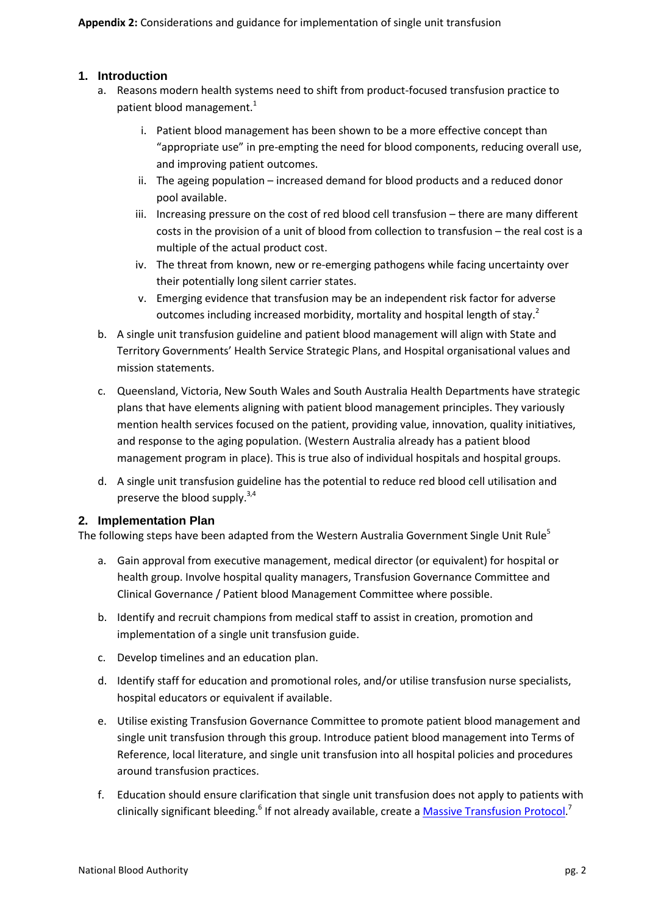**Appendix 2:** Considerations and guidance for implementation of single unit transfusion

## 1. Introduction

a. Reasons modern health systems need to shift from product-focused transfusion practice to patient blood management.[1]

   i. Patient blood management has been shown to be a more effective concept than "appropriate use" in pre-empting the need for blood components, reducing overall use, and improving patient outcomes.

   ii. The ageing population – increased demand for blood products and a reduced donor pool available.

   iii. Increasing pressure on the cost of red blood cell transfusion – there are many different costs in the provision of a unit of blood from collection to transfusion – the real cost is a multiple of the actual product cost.

   iv. The threat from known, new or re-emerging pathogens while facing uncertainty over their potentially long silent carrier states.

   v. Emerging evidence that transfusion may be an independent risk factor for adverse outcomes including increased morbidity, mortality and hospital length of stay.[2]

b. A single unit transfusion guideline and patient blood management will align with State and Territory Governments' Health Service Strategic Plans, and Hospital organisational values and mission statements.

c. Queensland, Victoria, New South Wales and South Australia Health Departments have strategic plans that have elements aligning with patient blood management principles. They variously mention health services focused on the patient, providing value, innovation, quality initiatives, and response to the aging population. (Western Australia already has a patient blood management program in place). This is true also of individual hospitals and hospital groups.

d. A single unit transfusion guideline has the potential to reduce red blood cell utilisation and preserve the blood supply.[3,4]

## 2. Implementation Plan

The following steps have been adapted from the Western Australia Government Single Unit Rule[5]

a. Gain approval from executive management, medical director (or equivalent) for hospital or health group. Involve hospital quality managers, Transfusion Governance Committee and Clinical Governance / Patient blood Management Committee where possible.

b. Identify and recruit champions from medical staff to assist in creation, promotion and implementation of a single unit transfusion guide.

c. Develop timelines and an education plan.

d. Identify staff for education and promotional roles, and/or utilise transfusion nurse specialists, hospital educators or equivalent if available.

e. Utilise existing Transfusion Governance Committee to promote patient blood management and single unit transfusion through this group. Introduce patient blood management into Terms of Reference, local literature, and single unit transfusion into all hospital policies and procedures around transfusion practices.

f. Education should ensure clarification that single unit transfusion does not apply to patients with clinically significant bleeding.[6] If not already available, create a Massive Transfusion Protocol.[7]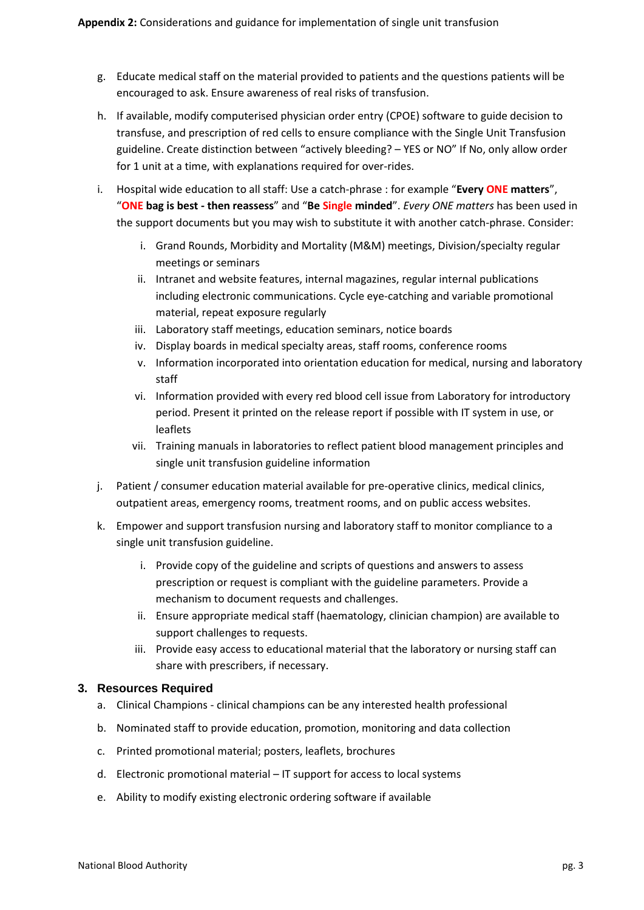g. Educate medical staff on the material provided to patients and the questions patients will be encouraged to ask. Ensure awareness of real risks of transfusion.

h. If available, modify computerised physician order entry (CPOE) software to guide decision to transfuse, and prescription of red cells to ensure compliance with the Single Unit Transfusion guideline. Create distinction between "actively bleeding? – YES or NO" If No, only allow order for 1 unit at a time, with explanations required for over-rides.

i. Hospital wide education to all staff: Use a catch-phrase : for example "**Every ONE matters**", "**ONE bag is best - then reassess**" and "**Be Single minded**". *Every ONE matters* has been used in the support documents but you may wish to substitute it with another catch-phrase. Consider:

   i. Grand Rounds, Morbidity and Mortality (M&M) meetings, Division/specialty regular meetings or seminars
   ii. Intranet and website features, internal magazines, regular internal publications including electronic communications. Cycle eye-catching and variable promotional material, repeat exposure regularly
   iii. Laboratory staff meetings, education seminars, notice boards
   iv. Display boards in medical specialty areas, staff rooms, conference rooms
   v. Information incorporated into orientation education for medical, nursing and laboratory staff
   vi. Information provided with every red blood cell issue from Laboratory for introductory period. Present it printed on the release report if possible with IT system in use, or leaflets
   vii. Training manuals in laboratories to reflect patient blood management principles and single unit transfusion guideline information

j. Patient / consumer education material available for pre-operative clinics, medical clinics, outpatient areas, emergency rooms, treatment rooms, and on public access websites.

k. Empower and support transfusion nursing and laboratory staff to monitor compliance to a single unit transfusion guideline.

   i. Provide copy of the guideline and scripts of questions and answers to assess prescription or request is compliant with the guideline parameters. Provide a mechanism to document requests and challenges.
   ii. Ensure appropriate medical staff (haematology, clinician champion) are available to support challenges to requests.
   iii. Provide easy access to educational material that the laboratory or nursing staff can share with prescribers, if necessary.

## 3. Resources Required

a. Clinical Champions - clinical champions can be any interested health professional

b. Nominated staff to provide education, promotion, monitoring and data collection

c. Printed promotional material; posters, leaflets, brochures

d. Electronic promotional material – IT support for access to local systems

e. Ability to modify existing electronic ordering software if available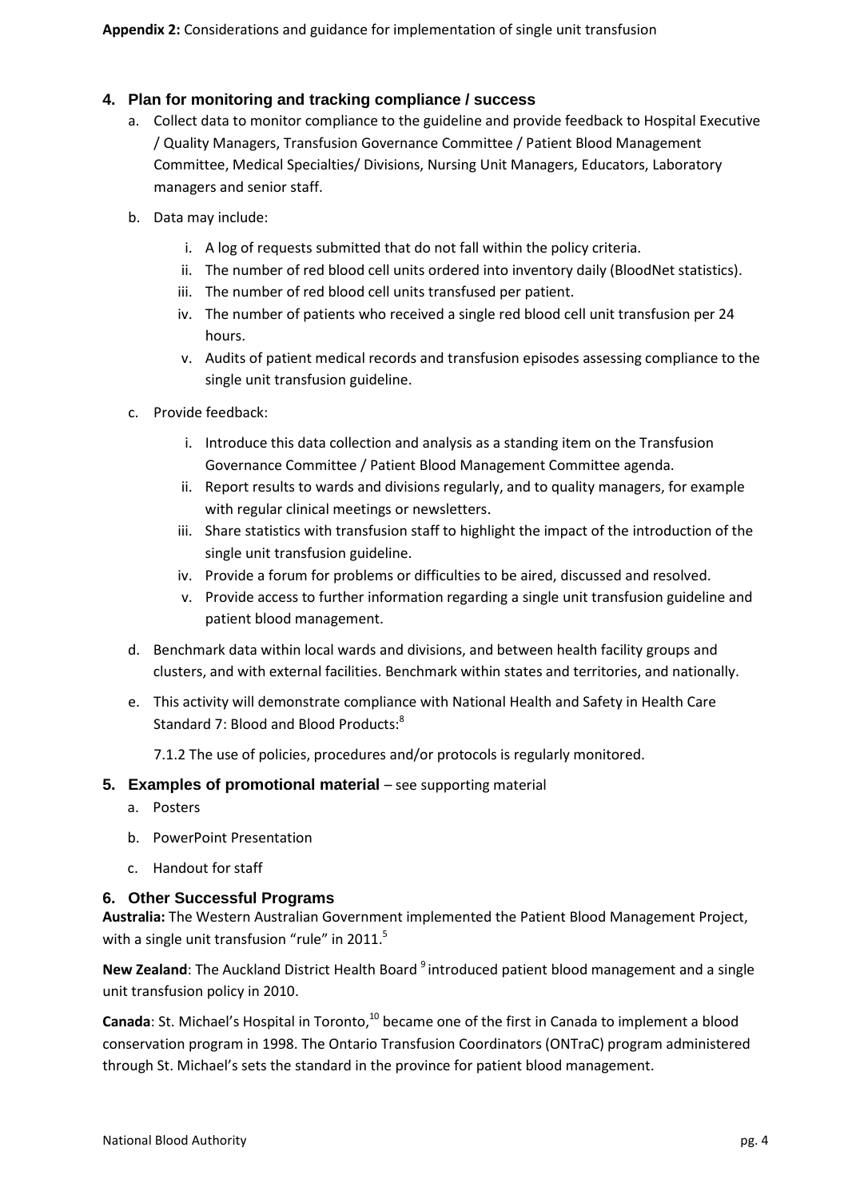## 4. Plan for monitoring and tracking compliance / success

a. Collect data to monitor compliance to the guideline and provide feedback to Hospital Executive / Quality Managers, Transfusion Governance Committee / Patient Blood Management Committee, Medical Specialties/ Divisions, Nursing Unit Managers, Educators, Laboratory managers and senior staff.

b. Data may include:

   i. A log of requests submitted that do not fall within the policy criteria.
   ii. The number of red blood cell units ordered into inventory daily (BloodNet statistics).
   iii. The number of red blood cell units transfused per patient.
   iv. The number of patients who received a single red blood cell unit transfusion per 24 hours.
   v. Audits of patient medical records and transfusion episodes assessing compliance to the single unit transfusion guideline.

c. Provide feedback:

   i. Introduce this data collection and analysis as a standing item on the Transfusion Governance Committee / Patient Blood Management Committee agenda.
   ii. Report results to wards and divisions regularly, and to quality managers, for example with regular clinical meetings or newsletters.
   iii. Share statistics with transfusion staff to highlight the impact of the introduction of the single unit transfusion guideline.
   iv. Provide a forum for problems or difficulties to be aired, discussed and resolved.
   v. Provide access to further information regarding a single unit transfusion guideline and patient blood management.

d. Benchmark data within local wards and divisions, and between health facility groups and clusters, and with external facilities. Benchmark within states and territories, and nationally.

e. This activity will demonstrate compliance with National Health and Safety in Health Care Standard 7: Blood and Blood Products:[8]

   7.1.2 The use of policies, procedures and/or protocols is regularly monitored.

## 5. Examples of promotional material – see supporting material

a. Posters
b. PowerPoint Presentation
c. Handout for staff

## 6. Other Successful Programs

**Australia:** The Western Australian Government implemented the Patient Blood Management Project, with a single unit transfusion "rule" in 2011.[5]

**New Zealand**: The Auckland District Health Board [9] introduced patient blood management and a single unit transfusion policy in 2010.

**Canada**: St. Michael's Hospital in Toronto,[10] became one of the first in Canada to implement a blood conservation program in 1998. The Ontario Transfusion Coordinators (ONTraC) program administered through St. Michael's sets the standard in the province for patient blood management.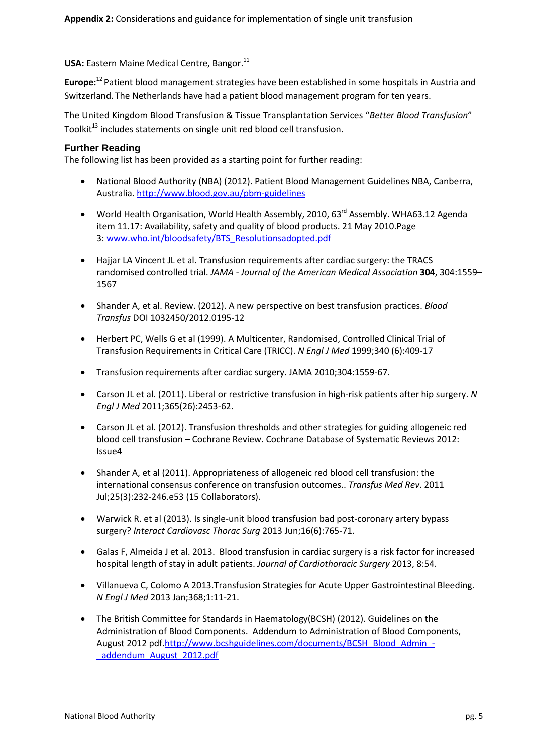**Appendix 2:** Considerations and guidance for implementation of single unit transfusion

**USA:** Eastern Maine Medical Centre, Bangor.[11]

**Europe:**[12] Patient blood management strategies have been established in some hospitals in Austria and Switzerland. The Netherlands have had a patient blood management program for ten years.

The United Kingdom Blood Transfusion & Tissue Transplantation Services "*Better Blood Transfusion*" Toolkit[13] includes statements on single unit red blood cell transfusion.

## Further Reading

The following list has been provided as a starting point for further reading:

- National Blood Authority (NBA) (2012). Patient Blood Management Guidelines NBA, Canberra, Australia. http://www.blood.gov.au/pbm-guidelines
- World Health Organisation, World Health Assembly, 2010, 63rd Assembly. WHA63.12 Agenda item 11.17: Availability, safety and quality of blood products. 21 May 2010.Page 3: www.who.int/bloodsafety/BTS_Resolutionsadopted.pdf
- Hajjar LA Vincent JL et al. Transfusion requirements after cardiac surgery: the TRACS randomised controlled trial. *JAMA - Journal of the American Medical Association* **304**, 304:1559–1567
- Shander A, et al. Review. (2012). A new perspective on best transfusion practices. *Blood Transfus* DOI 1032450/2012.0195-12
- Herbert PC, Wells G et al (1999). A Multicenter, Randomised, Controlled Clinical Trial of Transfusion Requirements in Critical Care (TRICC). *N Engl J Med* 1999;340 (6):409-17
- Transfusion requirements after cardiac surgery. JAMA 2010;304:1559-67.
- Carson JL et al. (2011). Liberal or restrictive transfusion in high-risk patients after hip surgery. *N Engl J Med* 2011;365(26):2453-62.
- Carson JL et al. (2012). Transfusion thresholds and other strategies for guiding allogeneic red blood cell transfusion – Cochrane Review. Cochrane Database of Systematic Reviews 2012: Issue4
- Shander A, et al (2011). Appropriateness of allogeneic red blood cell transfusion: the international consensus conference on transfusion outcomes.. *Transfus Med Rev*. 2011 Jul;25(3):232-246.e53 (15 Collaborators).
- Warwick R. et al (2013). Is single-unit blood transfusion bad post-coronary artery bypass surgery? *Interact Cardiovasc Thorac Surg* 2013 Jun;16(6):765-71.
- Galas F, Almeida J et al. 2013. Blood transfusion in cardiac surgery is a risk factor for increased hospital length of stay in adult patients. *Journal of Cardiothoracic Surgery* 2013, 8:54.
- Villanueva C, Colomo A 2013.Transfusion Strategies for Acute Upper Gastrointestinal Bleeding. *N Engl J Med* 2013 Jan;368;1:11-21.
- The British Committee for Standards in Haematology(BCSH) (2012). Guidelines on the Administration of Blood Components. Addendum to Administration of Blood Components, August 2012 pdf.http://www.bcshguidelines.com/documents/BCSH_Blood_Admin_-_addendum_August_2012.pdf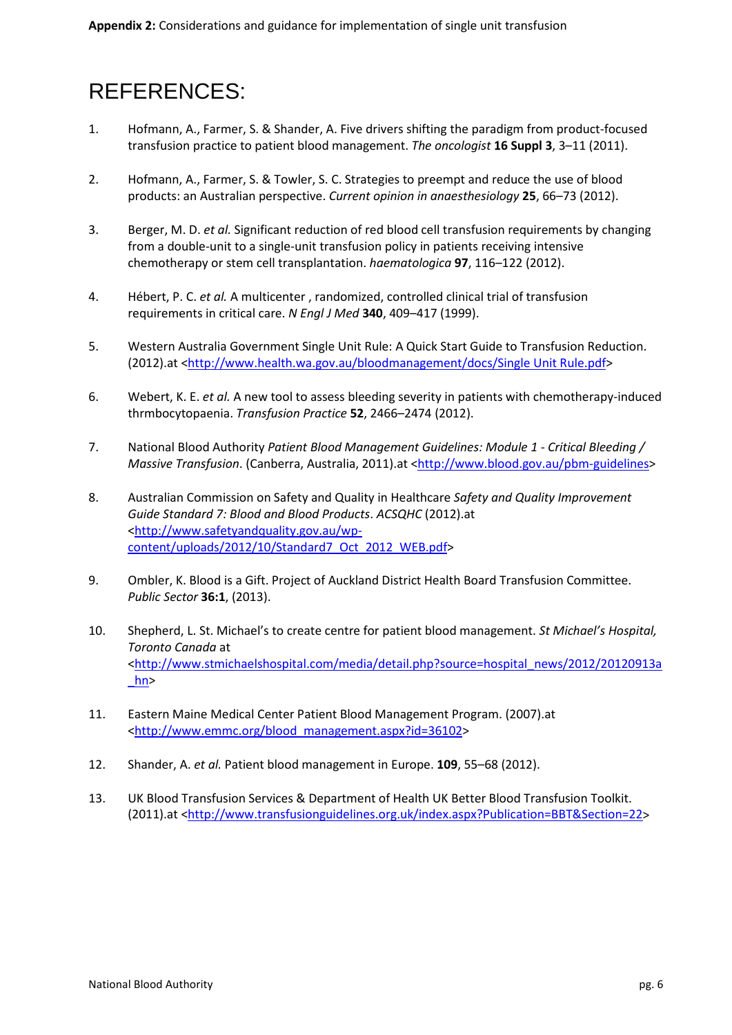# REFERENCES:

1. Hofmann, A., Farmer, S. & Shander, A. Five drivers shifting the paradigm from product-focused transfusion practice to patient blood management. *The oncologist* **16 Suppl 3**, 3–11 (2011).

2. Hofmann, A., Farmer, S. & Towler, S. C. Strategies to preempt and reduce the use of blood products: an Australian perspective. *Current opinion in anaesthesiology* **25**, 66–73 (2012).

3. Berger, M. D. *et al.* Significant reduction of red blood cell transfusion requirements by changing from a double-unit to a single-unit transfusion policy in patients receiving intensive chemotherapy or stem cell transplantation. *haematologica* **97**, 116–122 (2012).

4. Hébert, P. C. *et al.* A multicenter , randomized, controlled clinical trial of transfusion requirements in critical care. *N Engl J Med* **340**, 409–417 (1999).

5. Western Australia Government Single Unit Rule: A Quick Start Guide to Transfusion Reduction. (2012).at <http://www.health.wa.gov.au/bloodmanagement/docs/Single Unit Rule.pdf>

6. Webert, K. E. *et al.* A new tool to assess bleeding severity in patients with chemotherapy-induced thrmbocytopaenia. *Transfusion Practice* **52**, 2466–2474 (2012).

7. National Blood Authority *Patient Blood Management Guidelines: Module 1 - Critical Bleeding / Massive Transfusion*. (Canberra, Australia, 2011).at <http://www.blood.gov.au/pbm-guidelines>

8. Australian Commission on Safety and Quality in Healthcare *Safety and Quality Improvement Guide Standard 7: Blood and Blood Products*. *ACSQHC* (2012).at <http://www.safetyandquality.gov.au/wp-content/uploads/2012/10/Standard7_Oct_2012_WEB.pdf>

9. Ombler, K. Blood is a Gift. Project of Auckland District Health Board Transfusion Committee. *Public Sector* **36:1**, (2013).

10. Shepherd, L. St. Michael's to create centre for patient blood management. *St Michael's Hospital, Toronto Canada* at <http://www.stmichaelshospital.com/media/detail.php?source=hospital_news/2012/20120913a_hn>

11. Eastern Maine Medical Center Patient Blood Management Program. (2007).at <http://www.emmc.org/blood_management.aspx?id=36102>

12. Shander, A. *et al.* Patient blood management in Europe. **109**, 55–68 (2012).

13. UK Blood Transfusion Services & Department of Health UK Better Blood Transfusion Toolkit. (2011).at <http://www.transfusionguidelines.org.uk/index.aspx?Publication=BBT&Section=22>